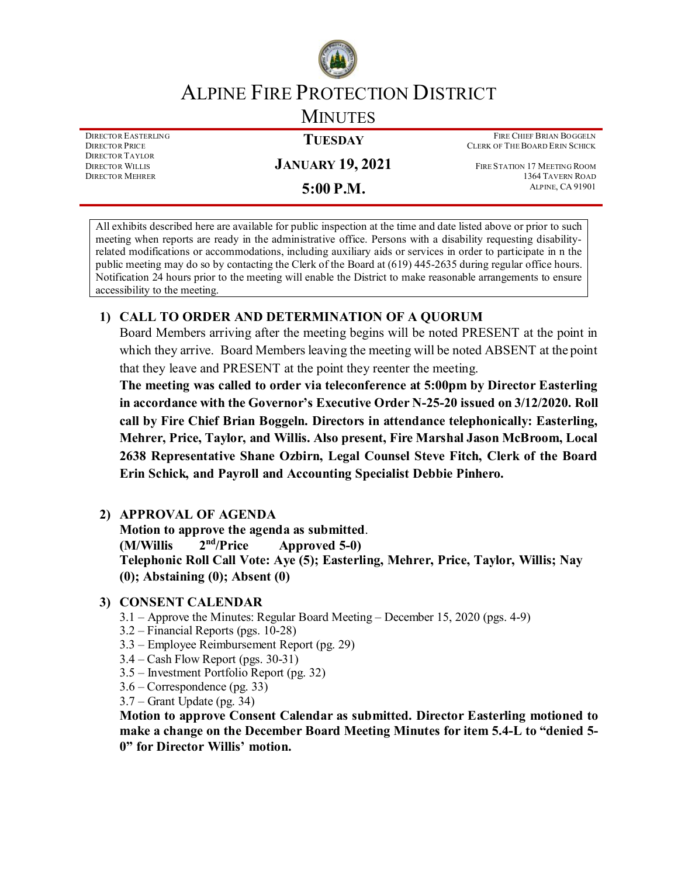# ALPINE FIRE PROTECTION DISTRICT

## MINUTES

DIRECTOR EASTERLING
DIRECTOR PRICE
DIRECTOR TAYLOR
DIRECTOR WILLIS
DIRECTOR MEHRER

**TUESDAY**

**JANUARY 19, 2021**

**5:00 P.M.**

FIRE CHIEF BRIAN BOGGELN
CLERK OF THE BOARD ERIN SCHICK

FIRE STATION 17 MEETING ROOM
1364 TAVERN ROAD
ALPINE, CA 91901

All exhibits described here are available for public inspection at the time and date listed above or prior to such meeting when reports are ready in the administrative office. Persons with a disability requesting disability-related modifications or accommodations, including auxiliary aids or services in order to participate in n the public meeting may do so by contacting the Clerk of the Board at (619) 445-2635 during regular office hours. Notification 24 hours prior to the meeting will enable the District to make reasonable arrangements to ensure accessibility to the meeting.

### 1) CALL TO ORDER AND DETERMINATION OF A QUORUM

Board Members arriving after the meeting begins will be noted PRESENT at the point in which they arrive. Board Members leaving the meeting will be noted ABSENT at the point that they leave and PRESENT at the point they reenter the meeting.

**The meeting was called to order via teleconference at 5:00pm by Director Easterling in accordance with the Governor's Executive Order N-25-20 issued on 3/12/2020. Roll call by Fire Chief Brian Boggeln. Directors in attendance telephonically: Easterling, Mehrer, Price, Taylor, and Willis. Also present, Fire Marshal Jason McBroom, Local 2638 Representative Shane Ozbirn, Legal Counsel Steve Fitch, Clerk of the Board Erin Schick, and Payroll and Accounting Specialist Debbie Pinhero.**

### 2) APPROVAL OF AGENDA

**Motion to approve the agenda as submitted.**
**(M/Willis 2nd/Price Approved 5-0)**
**Telephonic Roll Call Vote: Aye (5); Easterling, Mehrer, Price, Taylor, Willis; Nay (0); Abstaining (0); Absent (0)**

### 3) CONSENT CALENDAR

3.1 – Approve the Minutes: Regular Board Meeting – December 15, 2020 (pgs. 4-9)
3.2 – Financial Reports (pgs. 10-28)
3.3 – Employee Reimbursement Report (pg. 29)
3.4 – Cash Flow Report (pgs. 30-31)
3.5 – Investment Portfolio Report (pg. 32)
3.6 – Correspondence (pg. 33)
3.7 – Grant Update (pg. 34)

**Motion to approve Consent Calendar as submitted. Director Easterling motioned to make a change on the December Board Meeting Minutes for item 5.4-L to "denied 5-0" for Director Willis' motion.**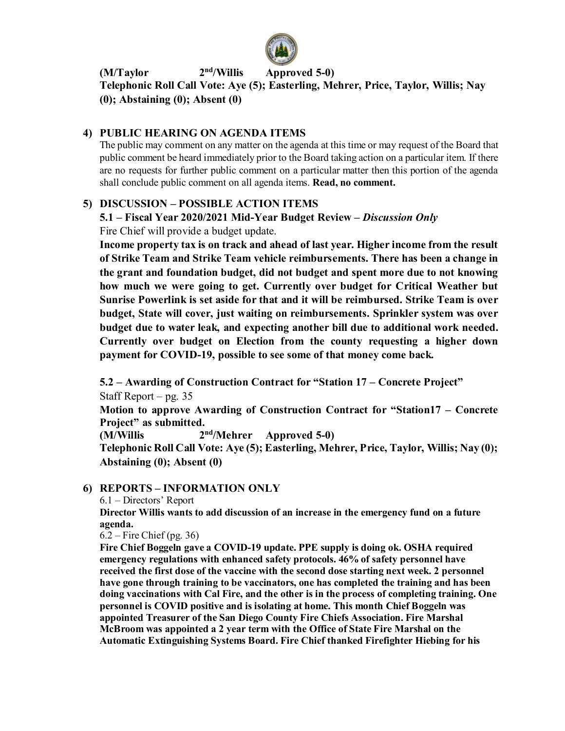**(M/Taylor 2nd/Willis Approved 5-0)**
**Telephonic Roll Call Vote: Aye (5); Easterling, Mehrer, Price, Taylor, Willis; Nay (0); Abstaining (0); Absent (0)**

## 4) PUBLIC HEARING ON AGENDA ITEMS

The public may comment on any matter on the agenda at this time or may request of the Board that public comment be heard immediately prior to the Board taking action on a particular item. If there are no requests for further public comment on a particular matter then this portion of the agenda shall conclude public comment on all agenda items. **Read, no comment.**

## 5) DISCUSSION – POSSIBLE ACTION ITEMS

**5.1 – Fiscal Year 2020/2021 Mid-Year Budget Review –** ***Discussion Only***

Fire Chief will provide a budget update.

**Income property tax is on track and ahead of last year. Higher income from the result of Strike Team and Strike Team vehicle reimbursements. There has been a change in the grant and foundation budget, did not budget and spent more due to not knowing how much we were going to get. Currently over budget for Critical Weather but Sunrise Powerlink is set aside for that and it will be reimbursed. Strike Team is over budget, State will cover, just waiting on reimbursements. Sprinkler system was over budget due to water leak, and expecting another bill due to additional work needed. Currently over budget on Election from the county requesting a higher down payment for COVID-19, possible to see some of that money come back.**

**5.2 – Awarding of Construction Contract for "Station 17 – Concrete Project"**

Staff Report – pg. 35

**Motion to approve Awarding of Construction Contract for "Station17 – Concrete Project" as submitted.**
**(M/Willis 2nd/Mehrer Approved 5-0)**
**Telephonic Roll Call Vote: Aye (5); Easterling, Mehrer, Price, Taylor, Willis; Nay (0); Abstaining (0); Absent (0)**

## 6) REPORTS – INFORMATION ONLY

6.1 – Directors' Report

**Director Willis wants to add discussion of an increase in the emergency fund on a future agenda.**

6.2 – Fire Chief (pg. 36)

**Fire Chief Boggeln gave a COVID-19 update. PPE supply is doing ok. OSHA required emergency regulations with enhanced safety protocols. 46% of safety personnel have received the first dose of the vaccine with the second dose starting next week. 2 personnel have gone through training to be vaccinators, one has completed the training and has been doing vaccinations with Cal Fire, and the other is in the process of completing training. One personnel is COVID positive and is isolating at home. This month Chief Boggeln was appointed Treasurer of the San Diego County Fire Chiefs Association. Fire Marshal McBroom was appointed a 2 year term with the Office of State Fire Marshal on the Automatic Extinguishing Systems Board. Fire Chief thanked Firefighter Hiebing for his**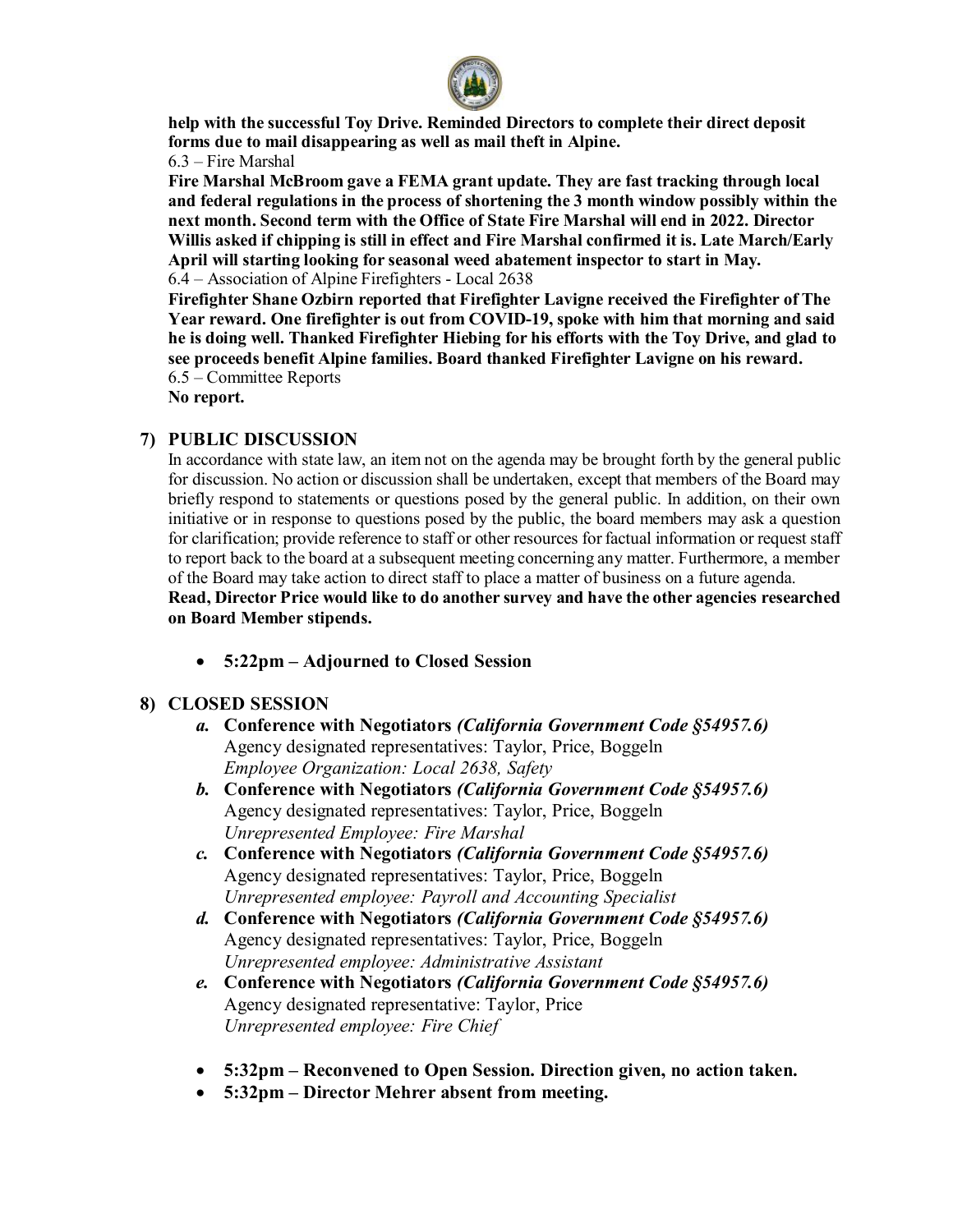**help with the successful Toy Drive. Reminded Directors to complete their direct deposit forms due to mail disappearing as well as mail theft in Alpine.**

6.3 – Fire Marshal

**Fire Marshal McBroom gave a FEMA grant update. They are fast tracking through local and federal regulations in the process of shortening the 3 month window possibly within the next month. Second term with the Office of State Fire Marshal will end in 2022. Director Willis asked if chipping is still in effect and Fire Marshal confirmed it is. Late March/Early April will starting looking for seasonal weed abatement inspector to start in May.**

6.4 – Association of Alpine Firefighters - Local 2638

**Firefighter Shane Ozbirn reported that Firefighter Lavigne received the Firefighter of The Year reward. One firefighter is out from COVID-19, spoke with him that morning and said he is doing well. Thanked Firefighter Hiebing for his efforts with the Toy Drive, and glad to see proceeds benefit Alpine families. Board thanked Firefighter Lavigne on his reward.**

6.5 – Committee Reports

**No report.**

## 7) PUBLIC DISCUSSION

In accordance with state law, an item not on the agenda may be brought forth by the general public for discussion. No action or discussion shall be undertaken, except that members of the Board may briefly respond to statements or questions posed by the general public. In addition, on their own initiative or in response to questions posed by the public, the board members may ask a question for clarification; provide reference to staff or other resources for factual information or request staff to report back to the board at a subsequent meeting concerning any matter. Furthermore, a member of the Board may take action to direct staff to place a matter of business on a future agenda.

**Read, Director Price would like to do another survey and have the other agencies researched on Board Member stipends.**

- **5:22pm – Adjourned to Closed Session**

## 8) CLOSED SESSION

*a.* **Conference with Negotiators** ***(California Government Code §54957.6)***
Agency designated representatives: Taylor, Price, Boggeln
*Employee Organization: Local 2638, Safety*

*b.* **Conference with Negotiators** ***(California Government Code §54957.6)***
Agency designated representatives: Taylor, Price, Boggeln
*Unrepresented Employee: Fire Marshal*

*c.* **Conference with Negotiators** ***(California Government Code §54957.6)***
Agency designated representatives: Taylor, Price, Boggeln
*Unrepresented employee: Payroll and Accounting Specialist*

*d.* **Conference with Negotiators** ***(California Government Code §54957.6)***
Agency designated representatives: Taylor, Price, Boggeln
*Unrepresented employee: Administrative Assistant*

*e.* **Conference with Negotiators** ***(California Government Code §54957.6)***
Agency designated representative: Taylor, Price
*Unrepresented employee: Fire Chief*

- **5:32pm – Reconvened to Open Session. Direction given, no action taken.**
- **5:32pm – Director Mehrer absent from meeting.**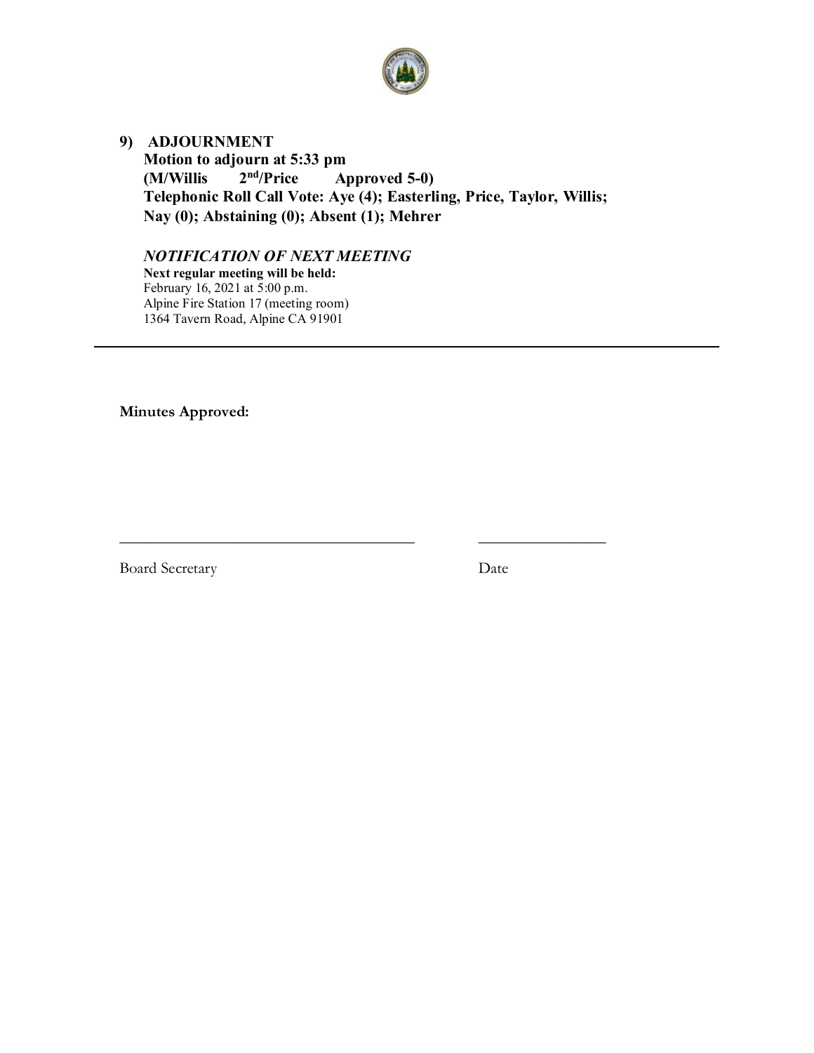## 9) ADJOURNMENT

**Motion to adjourn at 5:33 pm**
**(M/Willis 2nd/Price Approved 5-0)**
**Telephonic Roll Call Vote: Aye (4); Easterling, Price, Taylor, Willis; Nay (0); Abstaining (0); Absent (1); Mehrer**

***NOTIFICATION OF NEXT MEETING***

**Next regular meeting will be held:**
February 16, 2021 at 5:00 p.m.
Alpine Fire Station 17 (meeting room)
1364 Tavern Road, Alpine CA 91901

---

**Minutes Approved:**

_____________________________________ ________________

Board Secretary Date